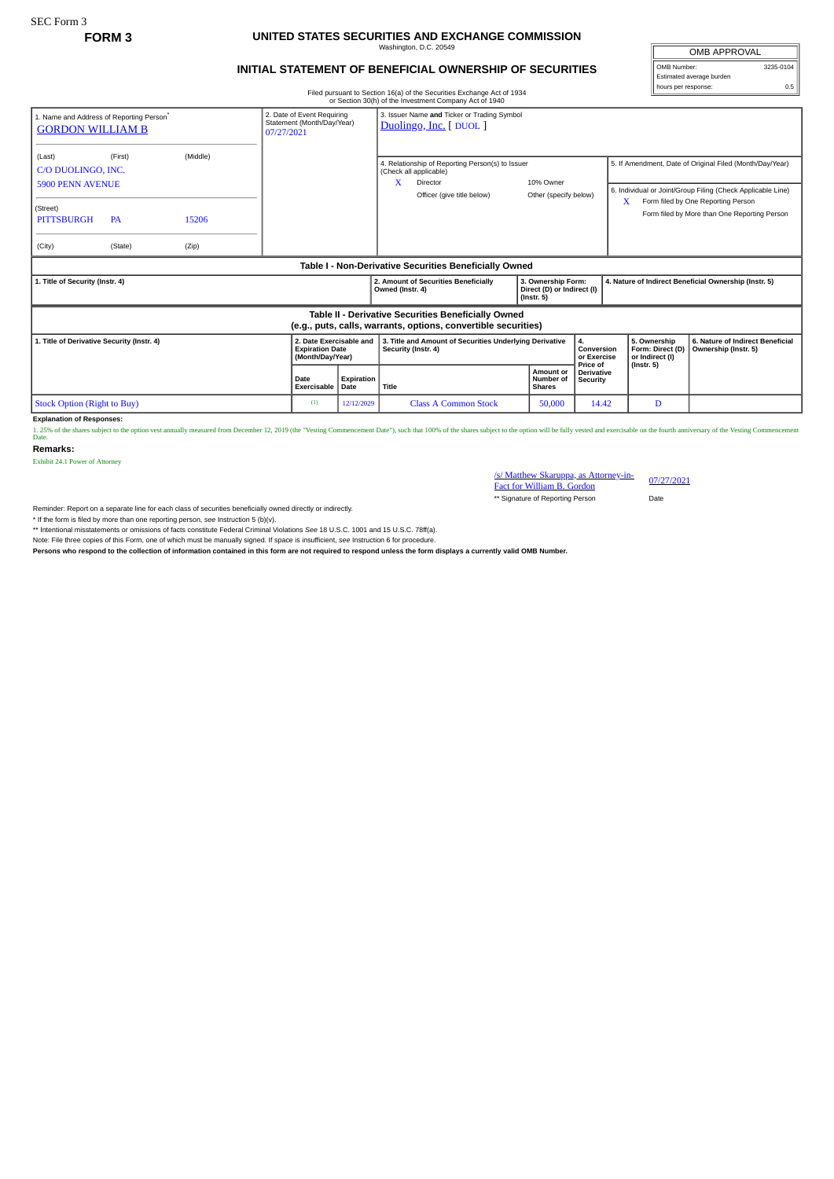SEC Form 3

**FORM 3**

# UNITED STATES SECURITIES AND EXCHANGE COMMISSION

Washington, D.C. 20549

## INITIAL STATEMENT OF BENEFICIAL OWNERSHIP OF SECURITIES

Filed pursuant to Section 16(a) of the Securities Exchange Act of 1934 or Section 30(h) of the Investment Company Act of 1940

| OMB APPROVAL | |
|---|---|
| OMB Number: | 3235-0104 |
| Estimated average burden | |
| hours per response: | 0.5 |

1. Name and Address of Reporting Person*
GORDON WILLIAM B

(Last) (First) (Middle)
C/O DUOLINGO, INC.
5900 PENN AVENUE

(Street)
PITTSBURGH PA 15206

(City) (State) (Zip)

2. Date of Event Requiring Statement (Month/Day/Year)
07/27/2021

3. Issuer Name and Ticker or Trading Symbol
Duolingo, Inc. [ DUOL ]

4. Relationship of Reporting Person(s) to Issuer (Check all applicable)
X Director
10% Owner
Officer (give title below)
Other (specify below)

5. If Amendment, Date of Original Filed (Month/Day/Year)

6. Individual or Joint/Group Filing (Check Applicable Line)
X Form filed by One Reporting Person
Form filed by More than One Reporting Person

### Table I - Non-Derivative Securities Beneficially Owned

| 1. Title of Security (Instr. 4) | 2. Amount of Securities Beneficially Owned (Instr. 4) | 3. Ownership Form: Direct (D) or Indirect (I) (Instr. 5) | 4. Nature of Indirect Beneficial Ownership (Instr. 5) |
|---|---|---|---|

### Table II - Derivative Securities Beneficially Owned (e.g., puts, calls, warrants, options, convertible securities)

| 1. Title of Derivative Security (Instr. 4) | 2. Date Exercisable and Expiration Date (Month/Day/Year) | | 3. Title and Amount of Securities Underlying Derivative Security (Instr. 4) | | 4. Conversion or Exercise Price of Derivative Security | 5. Ownership Form: Direct (D) or Indirect (I) (Instr. 5) | 6. Nature of Indirect Beneficial Ownership (Instr. 5) |
|---|---|---|---|---|---|---|---|
| | Date Exercisable | Expiration Date | Title | Amount or Number of Shares | | | |
| Stock Option (Right to Buy) | (1) | 12/12/2029 | Class A Common Stock | 50,000 | 14.42 | D | |

**Explanation of Responses:**

1. 25% of the shares subject to the option vest annually measured from December 12, 2019 (the "Vesting Commencement Date"), such that 100% of the shares subject to the option will be fully vested and exercisable on the fourth anniversary of the Vesting Commencement Date.

**Remarks:**

Exhibit 24.1 Power of Attorney

/s/ Matthew Skaruppa, as Attorney-in-Fact for William B. Gordon — 07/27/2021

** Signature of Reporting Person — Date

Reminder: Report on a separate line for each class of securities beneficially owned directly or indirectly.

* If the form is filed by more than one reporting person, *see* Instruction 5 (b)(v).

** Intentional misstatements or omissions of facts constitute Federal Criminal Violations *See* 18 U.S.C. 1001 and 15 U.S.C. 78ff(a).

Note: File three copies of this Form, one of which must be manually signed. If space is insufficient, *see* Instruction 6 for procedure.

**Persons who respond to the collection of information contained in this form are not required to respond unless the form displays a currently valid OMB Number.**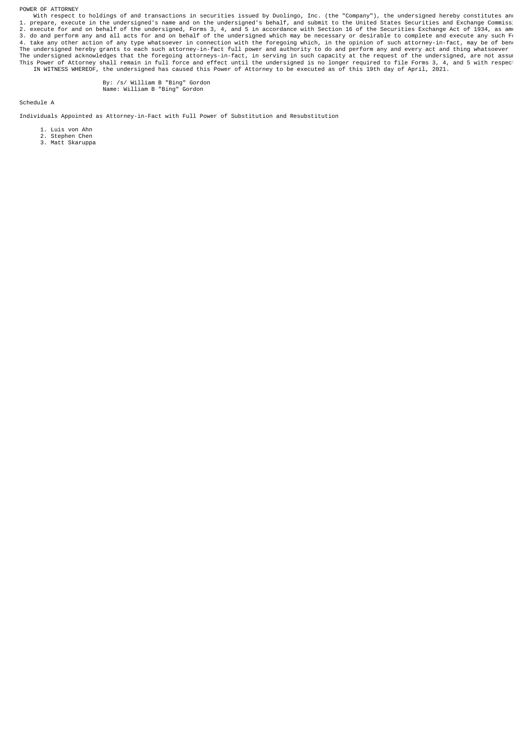POWER OF ATTORNEY

With respect to holdings of and transactions in securities issued by Duolingo, Inc. (the "Company"), the undersigned hereby constitutes and

1. prepare, execute in the undersigned's name and on the undersigned's behalf, and submit to the United States Securities and Exchange Commissi
2. execute for and on behalf of the undersigned, Forms 3, 4, and 5 in accordance with Section 16 of the Securities Exchange Act of 1934, as ame
3. do and perform any and all acts for and on behalf of the undersigned which may be necessary or desirable to complete and execute any such Fo
4. take any other action of any type whatsoever in connection with the foregoing which, in the opinion of such attorney-in-fact, may be of bene

The undersigned hereby grants to each such attorney-in-fact full power and authority to do and perform any and every act and thing whatsoever

The undersigned acknowledges that the foregoing attorneys-in-fact, in serving in such capacity at the request of the undersigned, are not assum

This Power of Attorney shall remain in full force and effect until the undersigned is no longer required to file Forms 3, 4, and 5 with respect

IN WITNESS WHEREOF, the undersigned has caused this Power of Attorney to be executed as of this 19th day of April, 2021.

By: /s/ William B "Bing" Gordon
Name: William B "Bing" Gordon

Schedule A

Individuals Appointed as Attorney-in-Fact with Full Power of Substitution and Resubstitution

1. Luis von Ahn
2. Stephen Chen
3. Matt Skaruppa